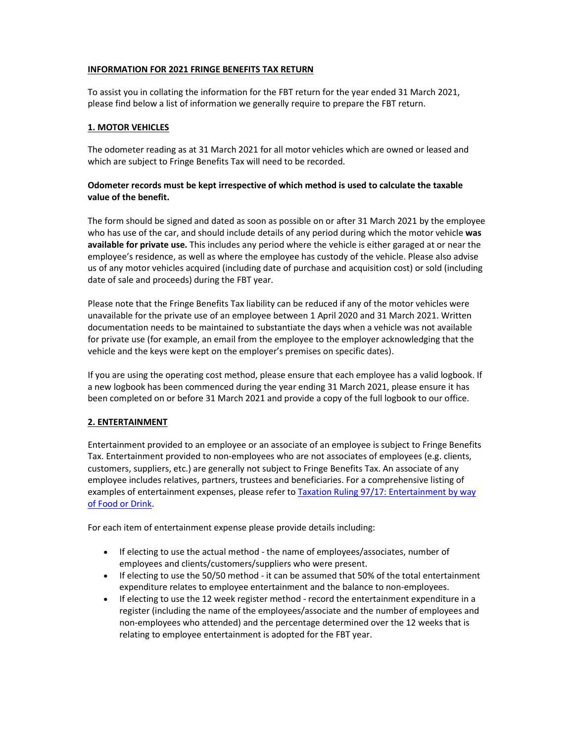# INFORMATION FOR 2021 FRINGE BENEFITS TAX RETURN

To assist you in collating the information for the FBT return for the year ended 31 March 2021, please find below a list of information we generally require to prepare the FBT return.

## 1. MOTOR VEHICLES

The odometer reading as at 31 March 2021 for all motor vehicles which are owned or leased and which are subject to Fringe Benefits Tax will need to be recorded.

**Odometer records must be kept irrespective of which method is used to calculate the taxable value of the benefit.**

The form should be signed and dated as soon as possible on or after 31 March 2021 by the employee who has use of the car, and should include details of any period during which the motor vehicle **was available for private use.** This includes any period where the vehicle is either garaged at or near the employee's residence, as well as where the employee has custody of the vehicle. Please also advise us of any motor vehicles acquired (including date of purchase and acquisition cost) or sold (including date of sale and proceeds) during the FBT year.

Please note that the Fringe Benefits Tax liability can be reduced if any of the motor vehicles were unavailable for the private use of an employee between 1 April 2020 and 31 March 2021. Written documentation needs to be maintained to substantiate the days when a vehicle was not available for private use (for example, an email from the employee to the employer acknowledging that the vehicle and the keys were kept on the employer's premises on specific dates).

If you are using the operating cost method, please ensure that each employee has a valid logbook. If a new logbook has been commenced during the year ending 31 March 2021, please ensure it has been completed on or before 31 March 2021 and provide a copy of the full logbook to our office.

## 2. ENTERTAINMENT

Entertainment provided to an employee or an associate of an employee is subject to Fringe Benefits Tax. Entertainment provided to non-employees who are not associates of employees (e.g. clients, customers, suppliers, etc.) are generally not subject to Fringe Benefits Tax. An associate of any employee includes relatives, partners, trustees and beneficiaries. For a comprehensive listing of examples of entertainment expenses, please refer to Taxation Ruling 97/17: Entertainment by way of Food or Drink.

For each item of entertainment expense please provide details including:

- If electing to use the actual method - the name of employees/associates, number of employees and clients/customers/suppliers who were present.
- If electing to use the 50/50 method - it can be assumed that 50% of the total entertainment expenditure relates to employee entertainment and the balance to non-employees.
- If electing to use the 12 week register method - record the entertainment expenditure in a register (including the name of the employees/associate and the number of employees and non-employees who attended) and the percentage determined over the 12 weeks that is relating to employee entertainment is adopted for the FBT year.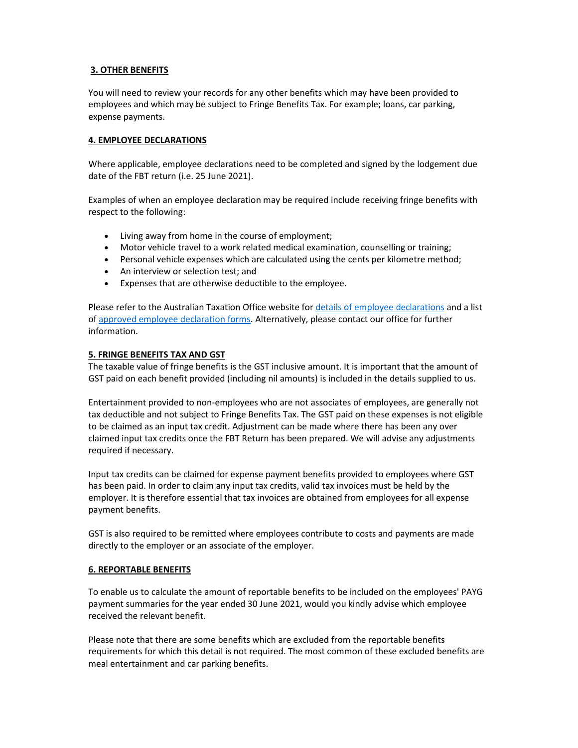## 3. OTHER BENEFITS

You will need to review your records for any other benefits which may have been provided to employees and which may be subject to Fringe Benefits Tax. For example; loans, car parking, expense payments.

## 4. EMPLOYEE DECLARATIONS

Where applicable, employee declarations need to be completed and signed by the lodgement due date of the FBT return (i.e. 25 June 2021).

Examples of when an employee declaration may be required include receiving fringe benefits with respect to the following:

- Living away from home in the course of employment;
- Motor vehicle travel to a work related medical examination, counselling or training;
- Personal vehicle expenses which are calculated using the cents per kilometre method;
- An interview or selection test; and
- Expenses that are otherwise deductible to the employee.

Please refer to the Australian Taxation Office website for details of employee declarations and a list of approved employee declaration forms. Alternatively, please contact our office for further information.

## 5. FRINGE BENEFITS TAX AND GST

The taxable value of fringe benefits is the GST inclusive amount. It is important that the amount of GST paid on each benefit provided (including nil amounts) is included in the details supplied to us.

Entertainment provided to non-employees who are not associates of employees, are generally not tax deductible and not subject to Fringe Benefits Tax. The GST paid on these expenses is not eligible to be claimed as an input tax credit. Adjustment can be made where there has been any over claimed input tax credits once the FBT Return has been prepared. We will advise any adjustments required if necessary.

Input tax credits can be claimed for expense payment benefits provided to employees where GST has been paid. In order to claim any input tax credits, valid tax invoices must be held by the employer. It is therefore essential that tax invoices are obtained from employees for all expense payment benefits.

GST is also required to be remitted where employees contribute to costs and payments are made directly to the employer or an associate of the employer.

## 6. REPORTABLE BENEFITS

To enable us to calculate the amount of reportable benefits to be included on the employees' PAYG payment summaries for the year ended 30 June 2021, would you kindly advise which employee received the relevant benefit.

Please note that there are some benefits which are excluded from the reportable benefits requirements for which this detail is not required. The most common of these excluded benefits are meal entertainment and car parking benefits.